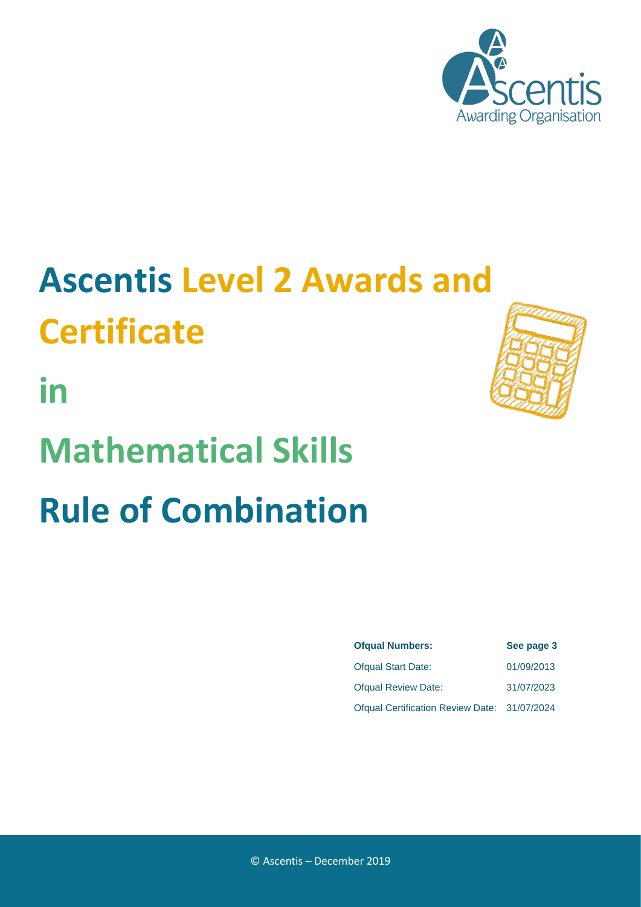Ascentis Awarding Organisation

# Ascentis Level 2 Awards and Certificate in Mathematical Skills Rule of Combination

| **Ofqual Numbers:** | **See page 3** |
| --- | --- |
| Ofqual Start Date: | 01/09/2013 |
| Ofqual Review Date: | 31/07/2023 |
| Ofqual Certification Review Date: | 31/07/2024 |

© Ascentis – December 2019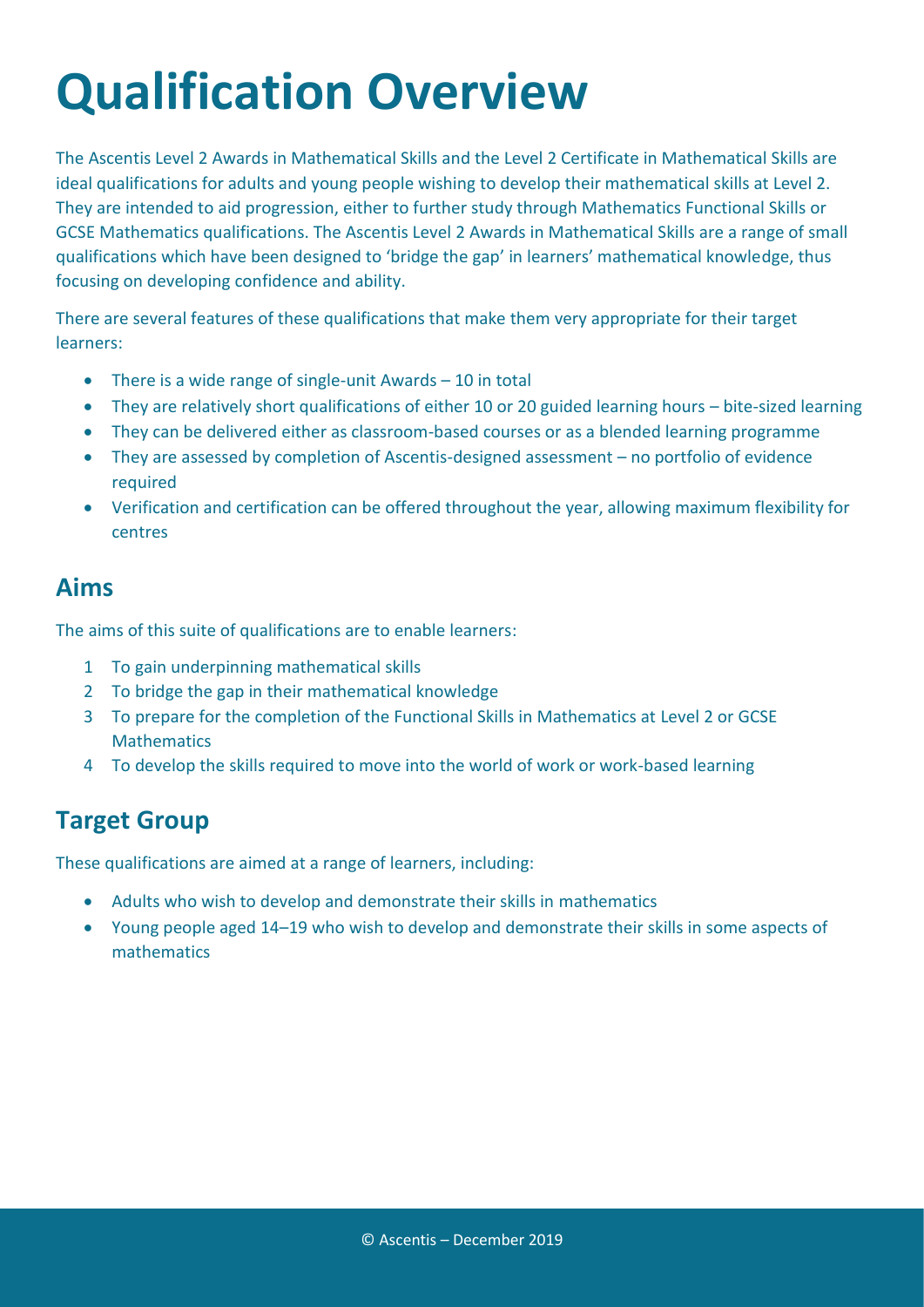# Qualification Overview

The Ascentis Level 2 Awards in Mathematical Skills and the Level 2 Certificate in Mathematical Skills are ideal qualifications for adults and young people wishing to develop their mathematical skills at Level 2. They are intended to aid progression, either to further study through Mathematics Functional Skills or GCSE Mathematics qualifications. The Ascentis Level 2 Awards in Mathematical Skills are a range of small qualifications which have been designed to 'bridge the gap' in learners' mathematical knowledge, thus focusing on developing confidence and ability.

There are several features of these qualifications that make them very appropriate for their target learners:

- There is a wide range of single-unit Awards – 10 in total
- They are relatively short qualifications of either 10 or 20 guided learning hours – bite-sized learning
- They can be delivered either as classroom-based courses or as a blended learning programme
- They are assessed by completion of Ascentis-designed assessment – no portfolio of evidence required
- Verification and certification can be offered throughout the year, allowing maximum flexibility for centres

## Aims

The aims of this suite of qualifications are to enable learners:

1. To gain underpinning mathematical skills
2. To bridge the gap in their mathematical knowledge
3. To prepare for the completion of the Functional Skills in Mathematics at Level 2 or GCSE Mathematics
4. To develop the skills required to move into the world of work or work-based learning

## Target Group

These qualifications are aimed at a range of learners, including:

- Adults who wish to develop and demonstrate their skills in mathematics
- Young people aged 14–19 who wish to develop and demonstrate their skills in some aspects of mathematics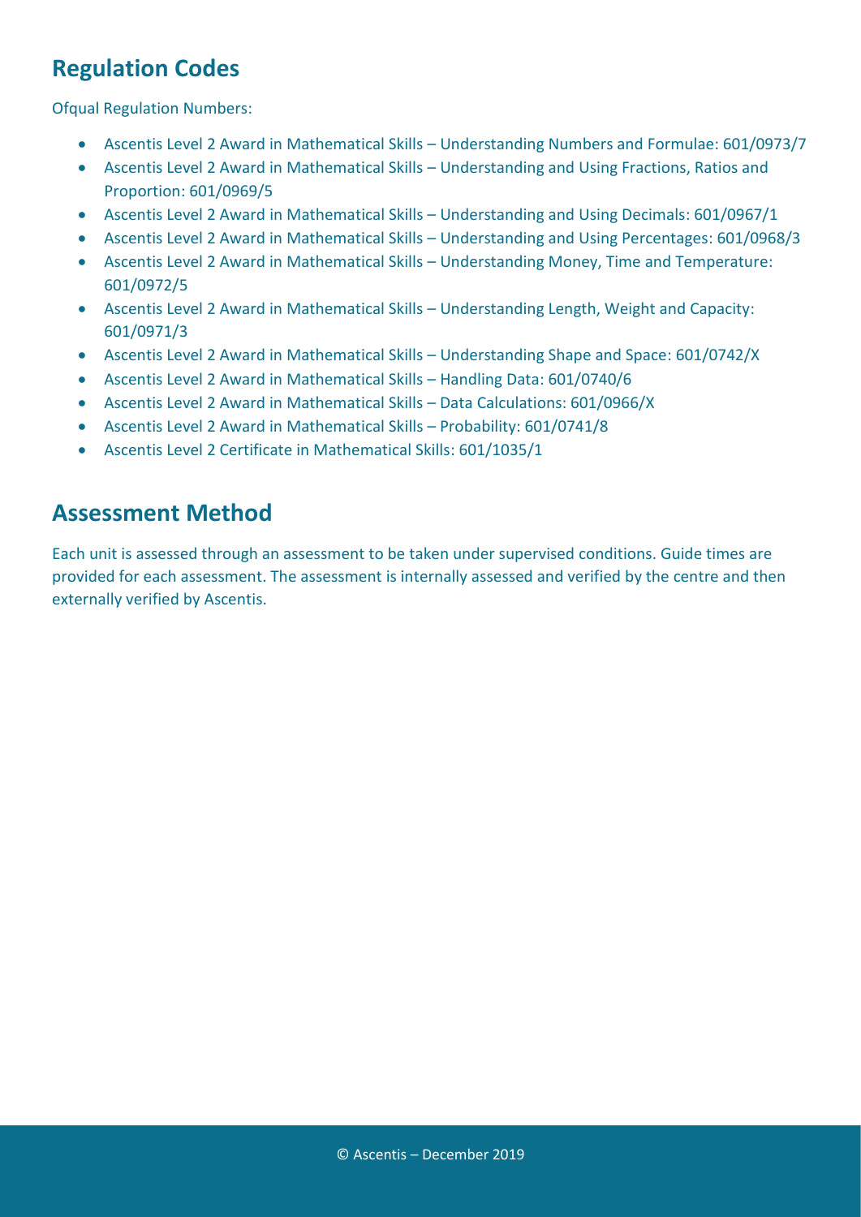## Regulation Codes

Ofqual Regulation Numbers:

- Ascentis Level 2 Award in Mathematical Skills – Understanding Numbers and Formulae: 601/0973/7
- Ascentis Level 2 Award in Mathematical Skills – Understanding and Using Fractions, Ratios and Proportion: 601/0969/5
- Ascentis Level 2 Award in Mathematical Skills – Understanding and Using Decimals: 601/0967/1
- Ascentis Level 2 Award in Mathematical Skills – Understanding and Using Percentages: 601/0968/3
- Ascentis Level 2 Award in Mathematical Skills – Understanding Money, Time and Temperature: 601/0972/5
- Ascentis Level 2 Award in Mathematical Skills – Understanding Length, Weight and Capacity: 601/0971/3
- Ascentis Level 2 Award in Mathematical Skills – Understanding Shape and Space: 601/0742/X
- Ascentis Level 2 Award in Mathematical Skills – Handling Data: 601/0740/6
- Ascentis Level 2 Award in Mathematical Skills – Data Calculations: 601/0966/X
- Ascentis Level 2 Award in Mathematical Skills – Probability: 601/0741/8
- Ascentis Level 2 Certificate in Mathematical Skills: 601/1035/1

## Assessment Method

Each unit is assessed through an assessment to be taken under supervised conditions. Guide times are provided for each assessment. The assessment is internally assessed and verified by the centre and then externally verified by Ascentis.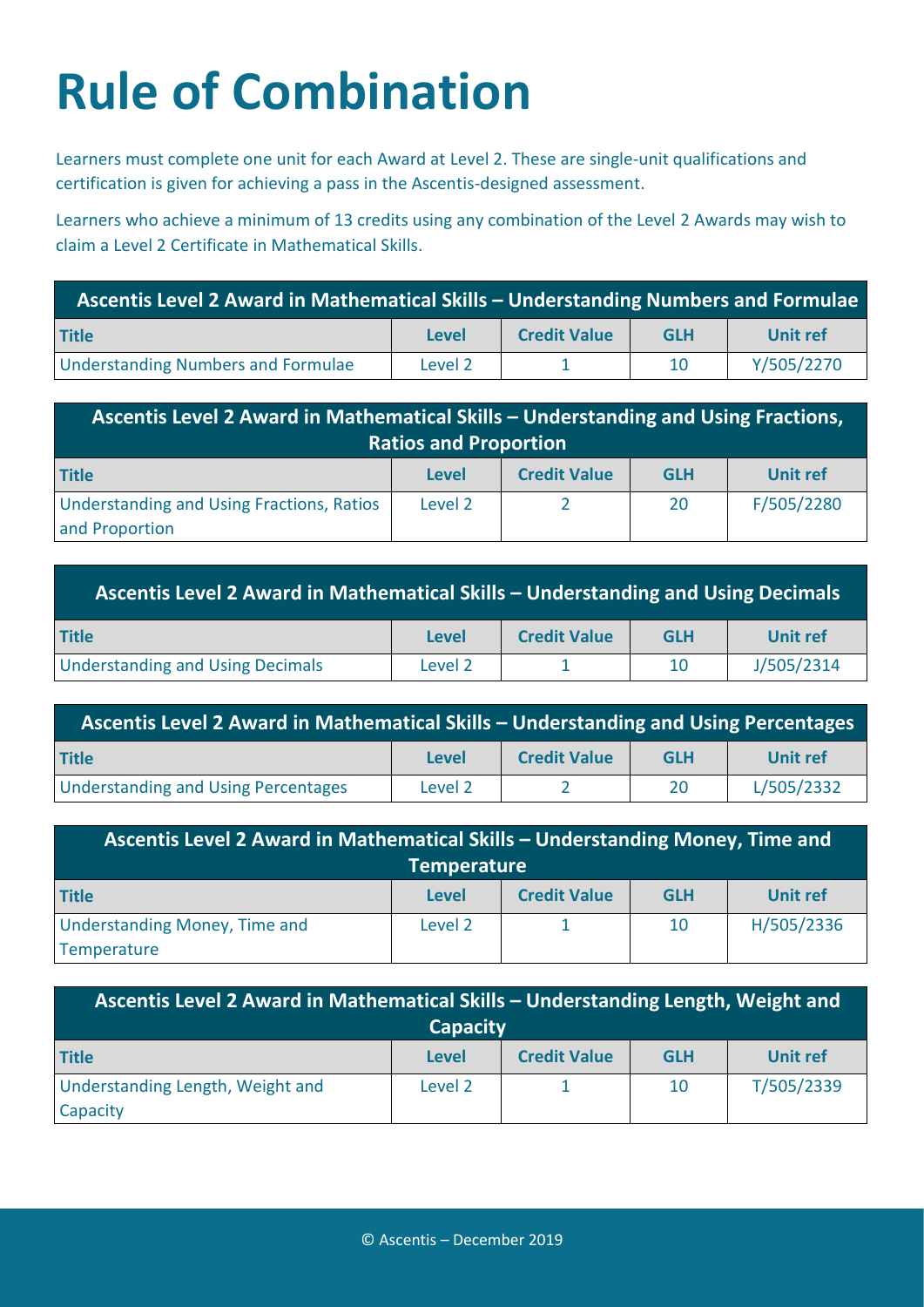# Rule of Combination

Learners must complete one unit for each Award at Level 2. These are single-unit qualifications and certification is given for achieving a pass in the Ascentis-designed assessment.

Learners who achieve a minimum of 13 credits using any combination of the Level 2 Awards may wish to claim a Level 2 Certificate in Mathematical Skills.

| Ascentis Level 2 Award in Mathematical Skills – Understanding Numbers and Formulae | | | | |
|---|---|---|---|---|
| **Title** | **Level** | **Credit Value** | **GLH** | **Unit ref** |
| Understanding Numbers and Formulae | Level 2 | 1 | 10 | Y/505/2270 |

| Ascentis Level 2 Award in Mathematical Skills – Understanding and Using Fractions, Ratios and Proportion | | | | |
|---|---|---|---|---|
| **Title** | **Level** | **Credit Value** | **GLH** | **Unit ref** |
| Understanding and Using Fractions, Ratios and Proportion | Level 2 | 2 | 20 | F/505/2280 |

| Ascentis Level 2 Award in Mathematical Skills – Understanding and Using Decimals | | | | |
|---|---|---|---|---|
| **Title** | **Level** | **Credit Value** | **GLH** | **Unit ref** |
| Understanding and Using Decimals | Level 2 | 1 | 10 | J/505/2314 |

| Ascentis Level 2 Award in Mathematical Skills – Understanding and Using Percentages | | | | |
|---|---|---|---|---|
| **Title** | **Level** | **Credit Value** | **GLH** | **Unit ref** |
| Understanding and Using Percentages | Level 2 | 2 | 20 | L/505/2332 |

| Ascentis Level 2 Award in Mathematical Skills – Understanding Money, Time and Temperature | | | | |
|---|---|---|---|---|
| **Title** | **Level** | **Credit Value** | **GLH** | **Unit ref** |
| Understanding Money, Time and Temperature | Level 2 | 1 | 10 | H/505/2336 |

| Ascentis Level 2 Award in Mathematical Skills – Understanding Length, Weight and Capacity | | | | |
|---|---|---|---|---|
| **Title** | **Level** | **Credit Value** | **GLH** | **Unit ref** |
| Understanding Length, Weight and Capacity | Level 2 | 1 | 10 | T/505/2339 |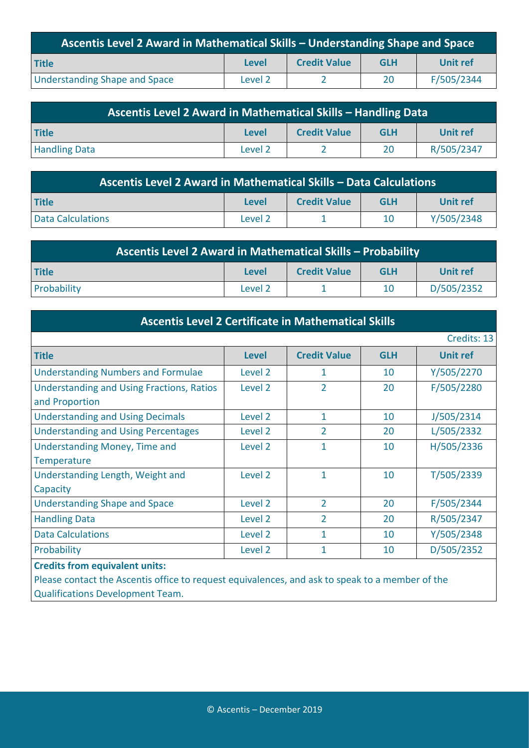| Ascentis Level 2 Award in Mathematical Skills – Understanding Shape and Space | | | | |
|---|---|---|---|---|
| **Title** | **Level** | **Credit Value** | **GLH** | **Unit ref** |
| Understanding Shape and Space | Level 2 | 2 | 20 | F/505/2344 |

| Ascentis Level 2 Award in Mathematical Skills – Handling Data | | | | |
|---|---|---|---|---|
| **Title** | **Level** | **Credit Value** | **GLH** | **Unit ref** |
| Handling Data | Level 2 | 2 | 20 | R/505/2347 |

| Ascentis Level 2 Award in Mathematical Skills – Data Calculations | | | | |
|---|---|---|---|---|
| **Title** | **Level** | **Credit Value** | **GLH** | **Unit ref** |
| Data Calculations | Level 2 | 1 | 10 | Y/505/2348 |

| Ascentis Level 2 Award in Mathematical Skills – Probability | | | | |
|---|---|---|---|---|
| **Title** | **Level** | **Credit Value** | **GLH** | **Unit ref** |
| Probability | Level 2 | 1 | 10 | D/505/2352 |

| Ascentis Level 2 Certificate in Mathematical Skills | | | | |
|---|---|---|---|---|
| | | | | Credits: 13 |
| **Title** | **Level** | **Credit Value** | **GLH** | **Unit ref** |
| Understanding Numbers and Formulae | Level 2 | 1 | 10 | Y/505/2270 |
| Understanding and Using Fractions, Ratios and Proportion | Level 2 | 2 | 20 | F/505/2280 |
| Understanding and Using Decimals | Level 2 | 1 | 10 | J/505/2314 |
| Understanding and Using Percentages | Level 2 | 2 | 20 | L/505/2332 |
| Understanding Money, Time and Temperature | Level 2 | 1 | 10 | H/505/2336 |
| Understanding Length, Weight and Capacity | Level 2 | 1 | 10 | T/505/2339 |
| Understanding Shape and Space | Level 2 | 2 | 20 | F/505/2344 |
| Handling Data | Level 2 | 2 | 20 | R/505/2347 |
| Data Calculations | Level 2 | 1 | 10 | Y/505/2348 |
| Probability | Level 2 | 1 | 10 | D/505/2352 |

**Credits from equivalent units:**
Please contact the Ascentis office to request equivalences, and ask to speak to a member of the Qualifications Development Team.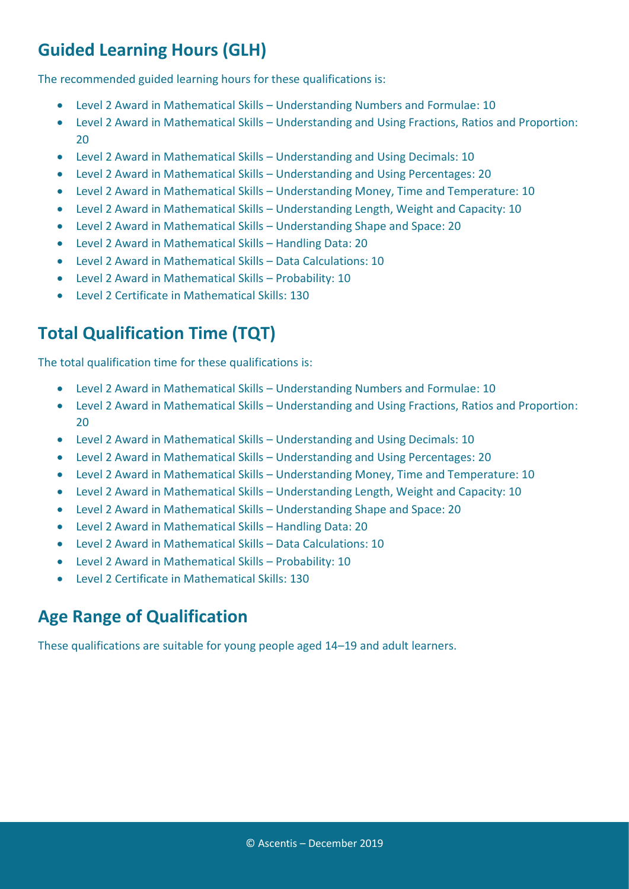## Guided Learning Hours (GLH)

The recommended guided learning hours for these qualifications is:

- Level 2 Award in Mathematical Skills – Understanding Numbers and Formulae: 10
- Level 2 Award in Mathematical Skills – Understanding and Using Fractions, Ratios and Proportion: 20
- Level 2 Award in Mathematical Skills – Understanding and Using Decimals: 10
- Level 2 Award in Mathematical Skills – Understanding and Using Percentages: 20
- Level 2 Award in Mathematical Skills – Understanding Money, Time and Temperature: 10
- Level 2 Award in Mathematical Skills – Understanding Length, Weight and Capacity: 10
- Level 2 Award in Mathematical Skills – Understanding Shape and Space: 20
- Level 2 Award in Mathematical Skills – Handling Data: 20
- Level 2 Award in Mathematical Skills – Data Calculations: 10
- Level 2 Award in Mathematical Skills – Probability: 10
- Level 2 Certificate in Mathematical Skills: 130

## Total Qualification Time (TQT)

The total qualification time for these qualifications is:

- Level 2 Award in Mathematical Skills – Understanding Numbers and Formulae: 10
- Level 2 Award in Mathematical Skills – Understanding and Using Fractions, Ratios and Proportion: 20
- Level 2 Award in Mathematical Skills – Understanding and Using Decimals: 10
- Level 2 Award in Mathematical Skills – Understanding and Using Percentages: 20
- Level 2 Award in Mathematical Skills – Understanding Money, Time and Temperature: 10
- Level 2 Award in Mathematical Skills – Understanding Length, Weight and Capacity: 10
- Level 2 Award in Mathematical Skills – Understanding Shape and Space: 20
- Level 2 Award in Mathematical Skills – Handling Data: 20
- Level 2 Award in Mathematical Skills – Data Calculations: 10
- Level 2 Award in Mathematical Skills – Probability: 10
- Level 2 Certificate in Mathematical Skills: 130

## Age Range of Qualification

These qualifications are suitable for young people aged 14–19 and adult learners.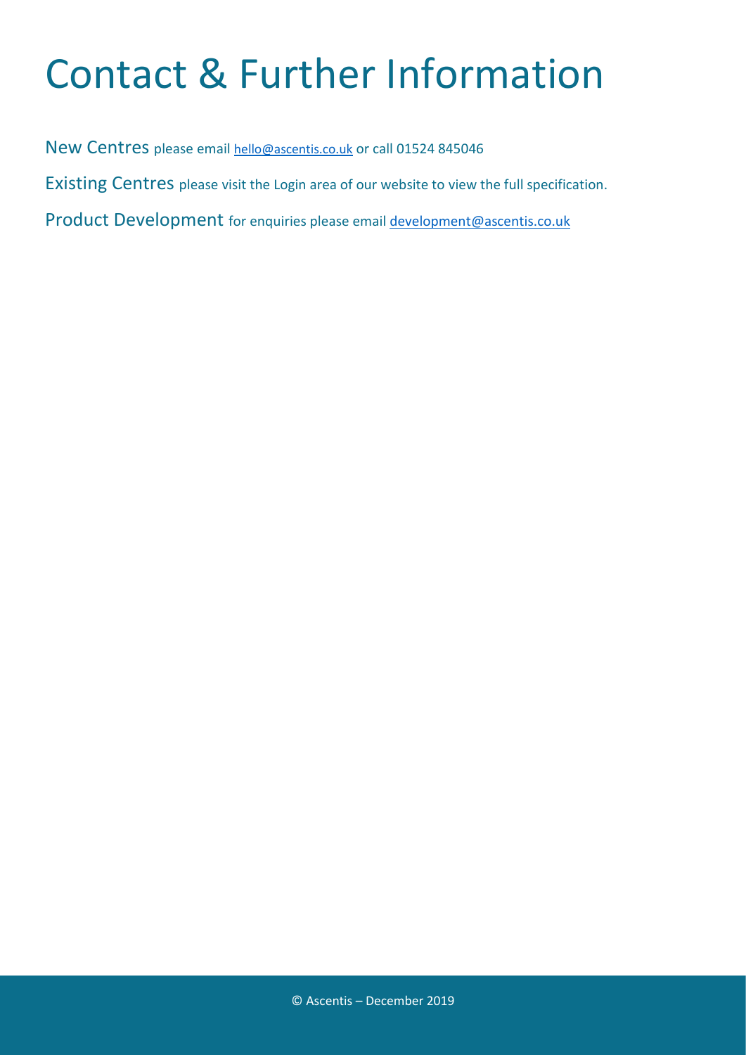# Contact & Further Information

New Centres please email hello@ascentis.co.uk or call 01524 845046

Existing Centres please visit the Login area of our website to view the full specification.

Product Development for enquiries please email development@ascentis.co.uk

© Ascentis – December 2019